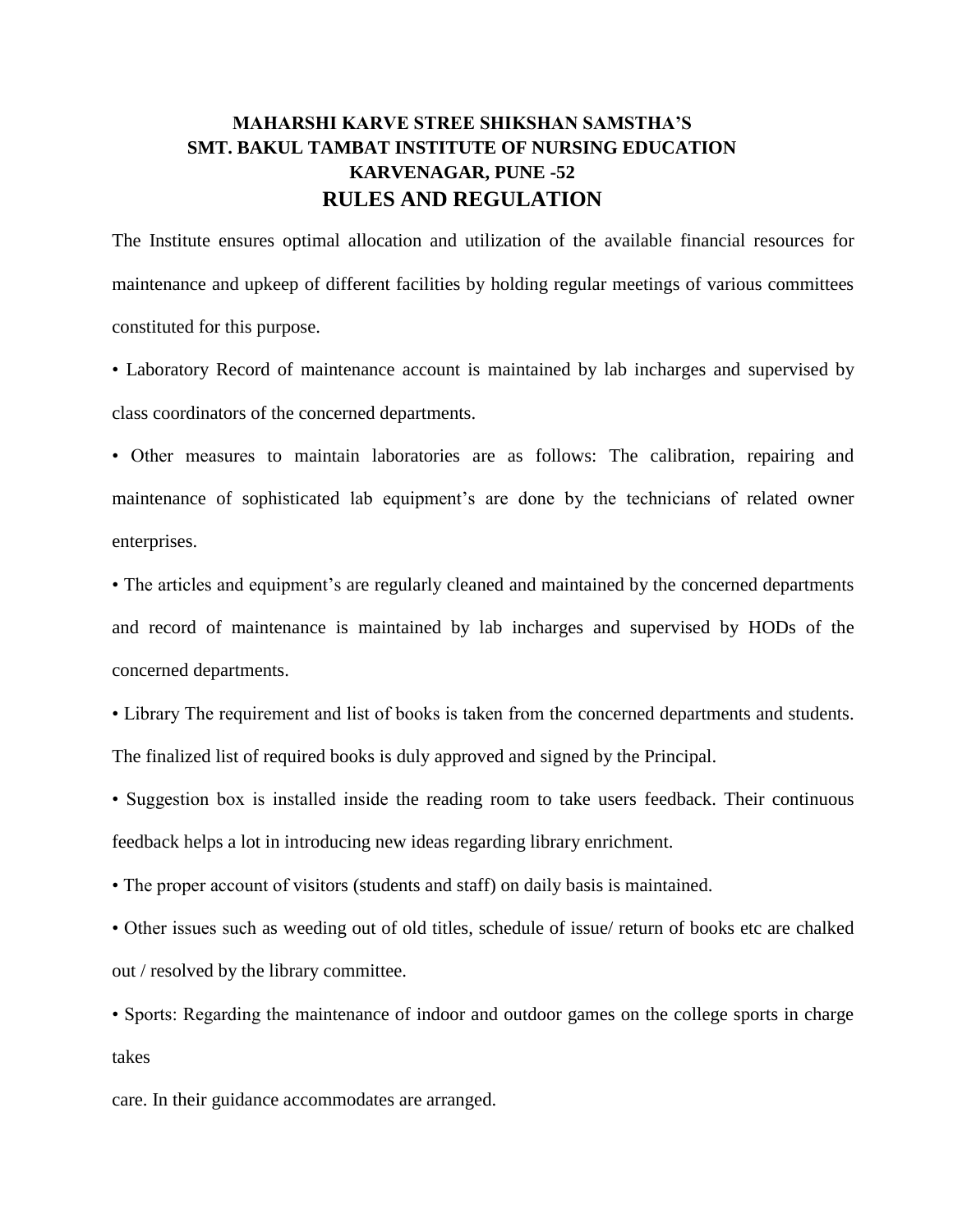# MAHARSHI KARVE STREE SHIKSHAN SAMSTHA'S
# SMT. BAKUL TAMBAT INSTITUTE OF NURSING EDUCATION
# KARVENAGAR, PUNE -52
## RULES AND REGULATION

The Institute ensures optimal allocation and utilization of the available financial resources for maintenance and upkeep of different facilities by holding regular meetings of various committees constituted for this purpose.

• Laboratory Record of maintenance account is maintained by lab incharges and supervised by class coordinators of the concerned departments.

• Other measures to maintain laboratories are as follows: The calibration, repairing and maintenance of sophisticated lab equipment's are done by the technicians of related owner enterprises.

• The articles and equipment's are regularly cleaned and maintained by the concerned departments and record of maintenance is maintained by lab incharges and supervised by HODs of the concerned departments.

• Library The requirement and list of books is taken from the concerned departments and students. The finalized list of required books is duly approved and signed by the Principal.

• Suggestion box is installed inside the reading room to take users feedback. Their continuous feedback helps a lot in introducing new ideas regarding library enrichment.

• The proper account of visitors (students and staff) on daily basis is maintained.

• Other issues such as weeding out of old titles, schedule of issue/ return of books etc are chalked out / resolved by the library committee.

• Sports: Regarding the maintenance of indoor and outdoor games on the college sports in charge takes

care. In their guidance accommodates are arranged.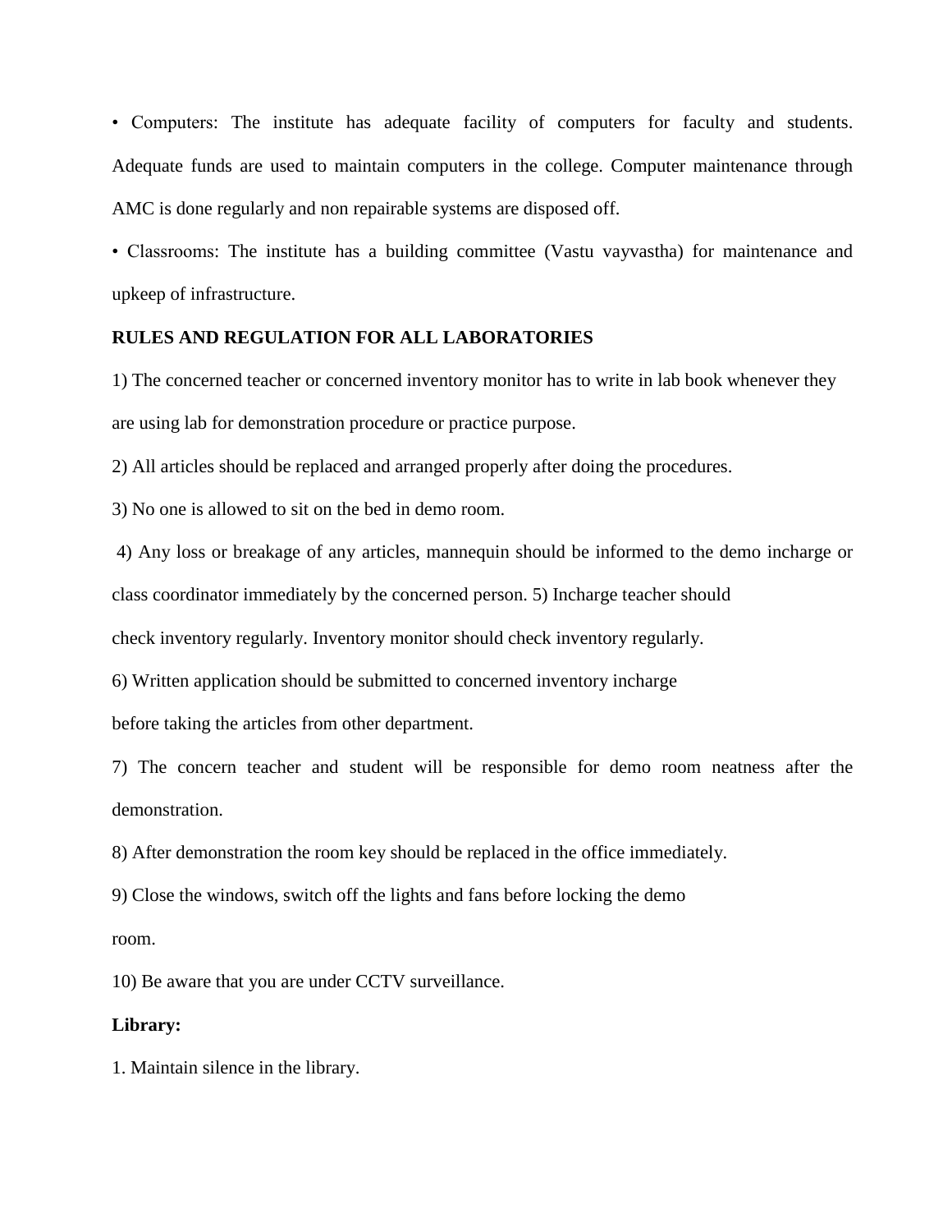• Computers: The institute has adequate facility of computers for faculty and students. Adequate funds are used to maintain computers in the college. Computer maintenance through AMC is done regularly and non repairable systems are disposed off.

• Classrooms: The institute has a building committee (Vastu vayvastha) for maintenance and upkeep of infrastructure.

**RULES AND REGULATION FOR ALL LABORATORIES**

1) The concerned teacher or concerned inventory monitor has to write in lab book whenever they are using lab for demonstration procedure or practice purpose.

2) All articles should be replaced and arranged properly after doing the procedures.

3) No one is allowed to sit on the bed in demo room.

4) Any loss or breakage of any articles, mannequin should be informed to the demo incharge or class coordinator immediately by the concerned person. 5) Incharge teacher should check inventory regularly. Inventory monitor should check inventory regularly.

6) Written application should be submitted to concerned inventory incharge before taking the articles from other department.

7) The concern teacher and student will be responsible for demo room neatness after the demonstration.

8) After demonstration the room key should be replaced in the office immediately.

9) Close the windows, switch off the lights and fans before locking the demo room.

10) Be aware that you are under CCTV surveillance.

**Library:**

1. Maintain silence in the library.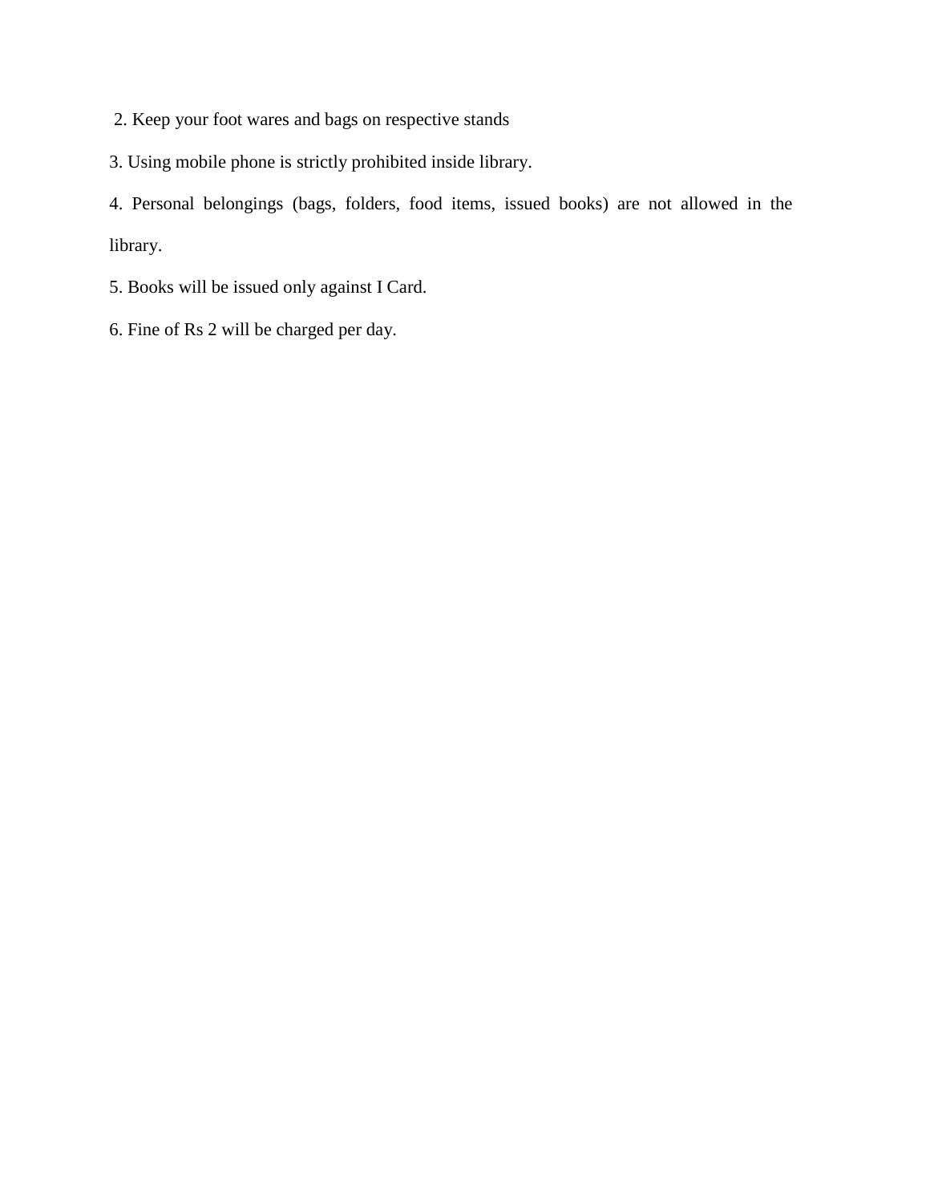2. Keep your foot wares and bags on respective stands

3. Using mobile phone is strictly prohibited inside library.

4. Personal belongings (bags, folders, food items, issued books) are not allowed in the library.

5. Books will be issued only against I Card.

6. Fine of Rs 2 will be charged per day.